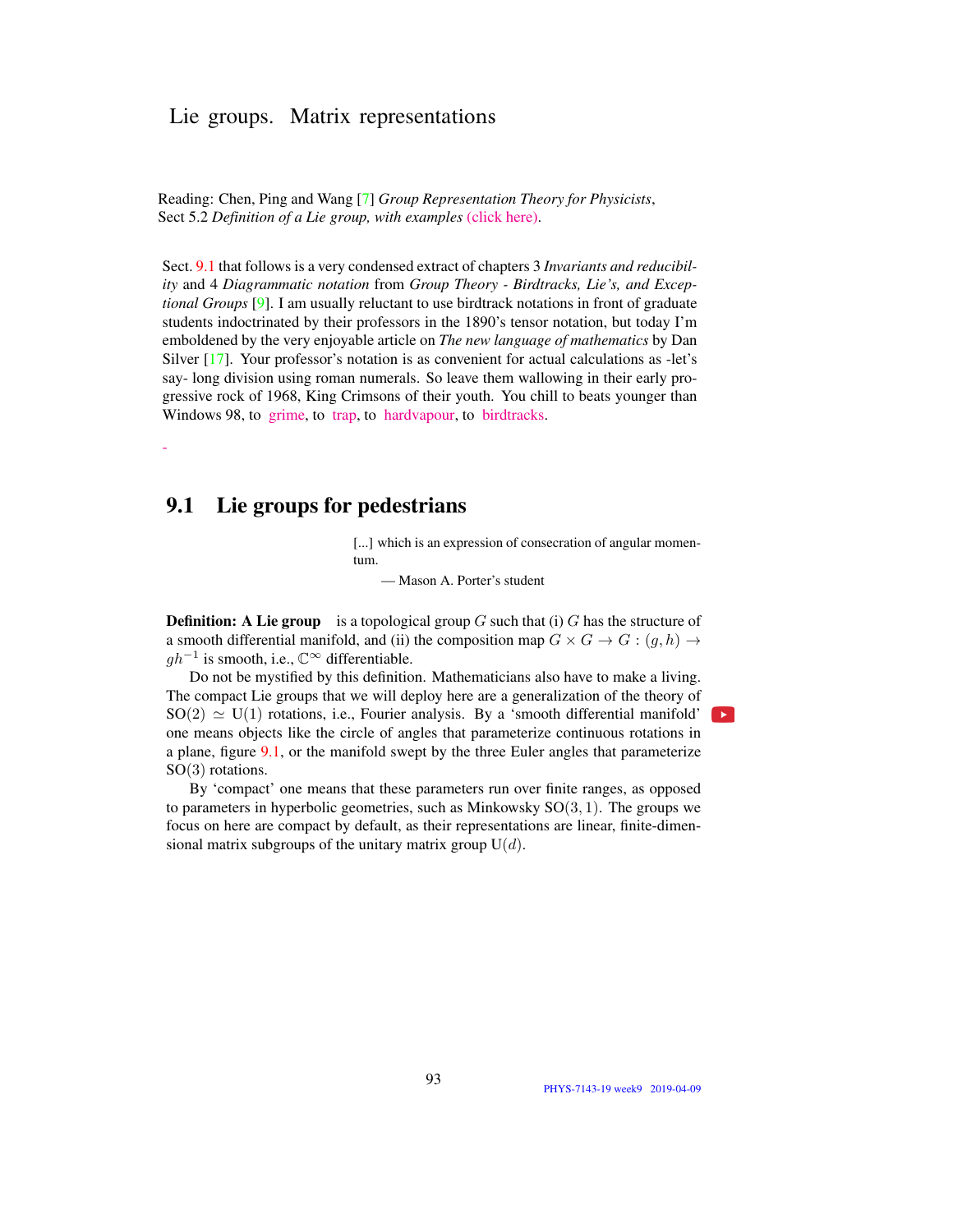# Lie groups. Matrix representations

Reading: Chen, Ping and Wang [7] *Group Representation Theory for Physicists*, Sect 5.2 *Definition of a Lie group, with examples* (click here).

Sect. 9.1 that follows is a very condensed extract of chapters 3 *Invariants and reducibility* and 4 *Diagrammatic notation* from *Group Theory - Birdtracks, Lie's, and Exceptional Groups* [9]. I am usually reluctant to use birdtrack notations in front of graduate students indoctrinated by their professors in the 1890's tensor notation, but today I'm emboldened by the very enjoyable article on *The new language of mathematics* by Dan Silver [17]. Your professor's notation is as convenient for actual calculations as -let's say- long division using roman numerals. So leave them wallowing in their early progressive rock of 1968, King Crimsons of their youth. You chill to beats younger than Windows 98, to grime, to trap, to hardvapour, to birdtracks.

-

## 9.1 Lie groups for pedestrians

> [...] which is an expression of consecration of angular momentum.
>
> — Mason A. Porter's student

**Definition: A Lie group** is a topological group $G$ such that (i) $G$ has the structure of a smooth differential manifold, and (ii) the composition map $G \times G \to G : (g, h) \to gh^{-1}$ is smooth, i.e., $\mathbb{C}^{\infty}$ differentiable.

Do not be mystified by this definition. Mathematicians also have to make a living. The compact Lie groups that we will deploy here are a generalization of the theory of $\mathrm{SO}(2) \simeq \mathrm{U}(1)$ rotations, i.e., Fourier analysis. By a 'smooth differential manifold' one means objects like the circle of angles that parameterize continuous rotations in a plane, figure 9.1, or the manifold swept by the three Euler angles that parameterize $\mathrm{SO}(3)$ rotations.

By 'compact' one means that these parameters run over finite ranges, as opposed to parameters in hyperbolic geometries, such as Minkowsky $\mathrm{SO}(3, 1)$. The groups we focus on here are compact by default, as their representations are linear, finite-dimensional matrix subgroups of the unitary matrix group $\mathrm{U}(d)$.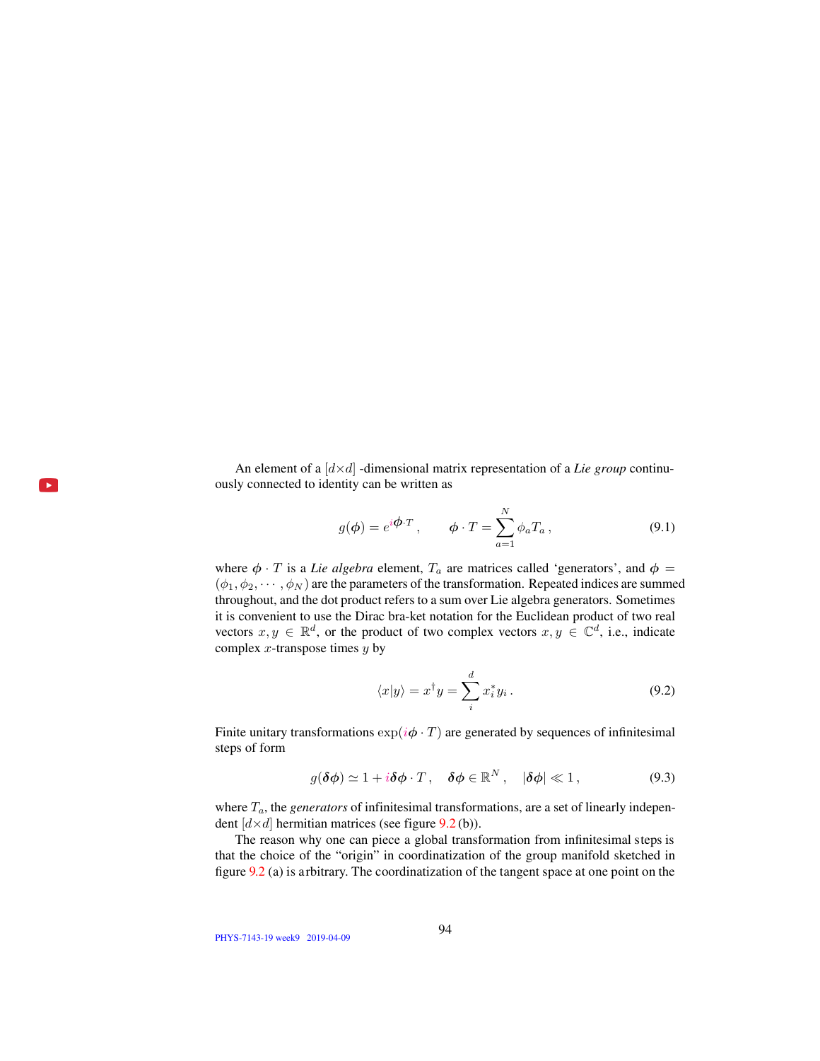An element of a $[d\times d]$ -dimensional matrix representation of a *Lie group* continuously connected to identity can be written as

$$g(\boldsymbol{\phi}) = e^{i\boldsymbol{\phi}\cdot T}\,, \qquad \boldsymbol{\phi}\cdot T = \sum_{a=1}^{N} \phi_a T_a\,, \tag{9.1}$$

where $\boldsymbol{\phi}\cdot T$ is a *Lie algebra* element, $T_a$ are matrices called 'generators', and $\boldsymbol{\phi} = (\phi_1, \phi_2, \cdots, \phi_N)$ are the parameters of the transformation. Repeated indices are summed throughout, and the dot product refers to a sum over Lie algebra generators. Sometimes it is convenient to use the Dirac bra-ket notation for the Euclidean product of two real vectors $x, y \in \mathbb{R}^d$, or the product of two complex vectors $x, y \in \mathbb{C}^d$, i.e., indicate complex $x$-transpose times $y$ by

$$\langle x|y\rangle = x^\dagger y = \sum_i^d x_i^* y_i\,. \tag{9.2}$$

Finite unitary transformations $\exp(i\boldsymbol{\phi}\cdot T)$ are generated by sequences of infinitesimal steps of form

$$g(\boldsymbol{\delta\phi}) \simeq 1 + i\boldsymbol{\delta\phi}\cdot T\,, \quad \boldsymbol{\delta\phi}\in\mathbb{R}^N\,, \quad |\boldsymbol{\delta\phi}| \ll 1\,, \tag{9.3}$$

where $T_a$, the *generators* of infinitesimal transformations, are a set of linearly independent $[d\times d]$ hermitian matrices (see figure 9.2 (b)).

The reason why one can piece a global transformation from infinitesimal steps is that the choice of the "origin" in coordinatization of the group manifold sketched in figure 9.2 (a) is arbitrary. The coordinatization of the tangent space at one point on the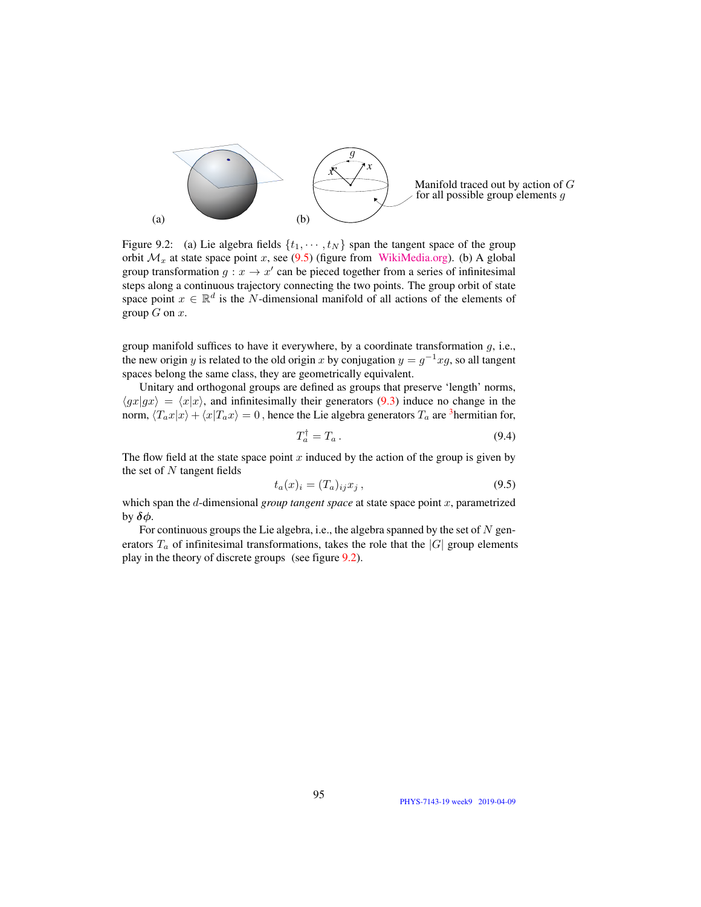(a)

(b)

Manifold traced out by action of $G$ for all possible group elements $g$

Figure 9.2: (a) Lie algebra fields $\{t_1, \cdots, t_N\}$ span the tangent space of the group orbit $\mathcal{M}_x$ at state space point $x$, see (9.5) (figure from WikiMedia.org). (b) A global group transformation $g : x \to x'$ can be pieced together from a series of infinitesimal steps along a continuous trajectory connecting the two points. The group orbit of state space point $x \in \mathbb{R}^d$ is the $N$-dimensional manifold of all actions of the elements of group $G$ on $x$.

group manifold suffices to have it everywhere, by a coordinate transformation $g$, i.e., the new origin $y$ is related to the old origin $x$ by conjugation $y = g^{-1}xg$, so all tangent spaces belong the same class, they are geometrically equivalent.

Unitary and orthogonal groups are defined as groups that preserve 'length' norms, $\langle gx|gx\rangle = \langle x|x\rangle$, and infinitesimally their generators (9.3) induce no change in the norm, $\langle T_a x|x\rangle + \langle x|T_a x\rangle = 0$ , hence the Lie algebra generators $T_a$ are [3]hermitian for,

$$T_a^\dagger = T_a \,. \tag{9.4}$$

The flow field at the state space point $x$ induced by the action of the group is given by the set of $N$ tangent fields

$$t_a(x)_i = (T_a)_{ij} x_j \,, \tag{9.5}$$

which span the $d$-dimensional *group tangent space* at state space point $x$, parametrized by $\boldsymbol{\delta\phi}$.

For continuous groups the Lie algebra, i.e., the algebra spanned by the set of $N$ generators $T_a$ of infinitesimal transformations, takes the role that the $|G|$ group elements play in the theory of discrete groups (see figure 9.2).